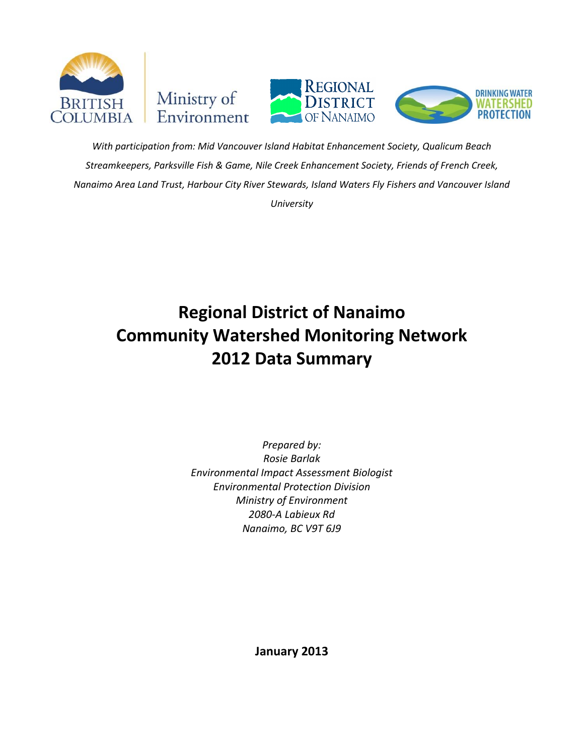*With participation from: Mid Vancouver Island Habitat Enhancement Society, Qualicum Beach Streamkeepers, Parksville Fish & Game, Nile Creek Enhancement Society, Friends of French Creek, Nanaimo Area Land Trust, Harbour City River Stewards, Island Waters Fly Fishers and Vancouver Island University*

# Regional District of Nanaimo Community Watershed Monitoring Network 2012 Data Summary

*Prepared by:*
*Rosie Barlak*
*Environmental Impact Assessment Biologist*
*Environmental Protection Division*
*Ministry of Environment*
*2080-A Labieux Rd*
*Nanaimo, BC V9T 6J9*

**January 2013**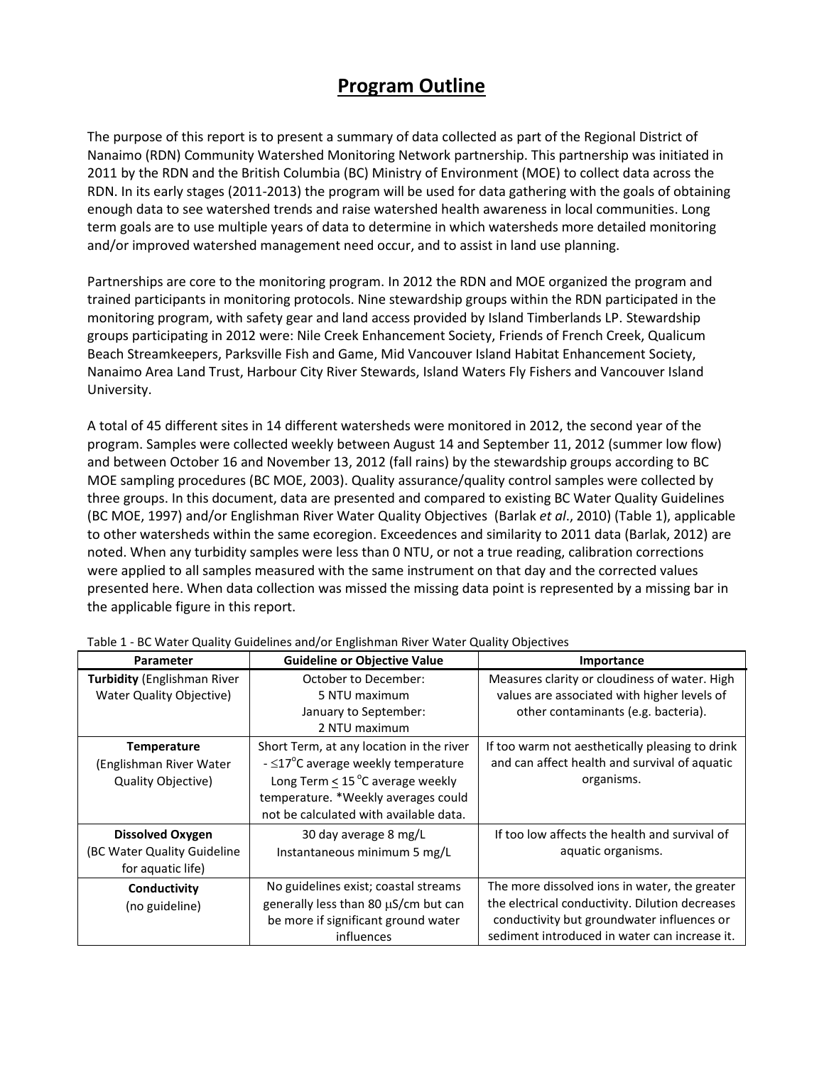# Program Outline

The purpose of this report is to present a summary of data collected as part of the Regional District of Nanaimo (RDN) Community Watershed Monitoring Network partnership. This partnership was initiated in 2011 by the RDN and the British Columbia (BC) Ministry of Environment (MOE) to collect data across the RDN. In its early stages (2011-2013) the program will be used for data gathering with the goals of obtaining enough data to see watershed trends and raise watershed health awareness in local communities. Long term goals are to use multiple years of data to determine in which watersheds more detailed monitoring and/or improved watershed management need occur, and to assist in land use planning.

Partnerships are core to the monitoring program. In 2012 the RDN and MOE organized the program and trained participants in monitoring protocols. Nine stewardship groups within the RDN participated in the monitoring program, with safety gear and land access provided by Island Timberlands LP. Stewardship groups participating in 2012 were: Nile Creek Enhancement Society, Friends of French Creek, Qualicum Beach Streamkeepers, Parksville Fish and Game, Mid Vancouver Island Habitat Enhancement Society, Nanaimo Area Land Trust, Harbour City River Stewards, Island Waters Fly Fishers and Vancouver Island University.

A total of 45 different sites in 14 different watersheds were monitored in 2012, the second year of the program. Samples were collected weekly between August 14 and September 11, 2012 (summer low flow) and between October 16 and November 13, 2012 (fall rains) by the stewardship groups according to BC MOE sampling procedures (BC MOE, 2003). Quality assurance/quality control samples were collected by three groups. In this document, data are presented and compared to existing BC Water Quality Guidelines (BC MOE, 1997) and/or Englishman River Water Quality Objectives (Barlak *et al*., 2010) (Table 1), applicable to other watersheds within the same ecoregion. Exceedences and similarity to 2011 data (Barlak, 2012) are noted. When any turbidity samples were less than 0 NTU, or not a true reading, calibration corrections were applied to all samples measured with the same instrument on that day and the corrected values presented here. When data collection was missed the missing data point is represented by a missing bar in the applicable figure in this report.

Table 1 - BC Water Quality Guidelines and/or Englishman River Water Quality Objectives

| Parameter | Guideline or Objective Value | Importance |
|---|---|---|
| **Turbidity** (Englishman River Water Quality Objective) | October to December: 5 NTU maximum<br>January to September: 2 NTU maximum | Measures clarity or cloudiness of water. High values are associated with higher levels of other contaminants (e.g. bacteria). |
| **Temperature** (Englishman River Water Quality Objective) | Short Term, at any location in the river - $\leq 17^{o}C$ average weekly temperature<br>Long Term $\leq 15\ ^{o}C$ average weekly temperature. *Weekly averages could not be calculated with available data. | If too warm not aesthetically pleasing to drink and can affect health and survival of aquatic organisms. |
| **Dissolved Oxygen** (BC Water Quality Guideline for aquatic life) | 30 day average 8 mg/L<br>Instantaneous minimum 5 mg/L | If too low affects the health and survival of aquatic organisms. |
| **Conductivity** (no guideline) | No guidelines exist; coastal streams generally less than 80 $\mu$S/cm but can be more if significant ground water influences | The more dissolved ions in water, the greater the electrical conductivity. Dilution decreases conductivity but groundwater influences or sediment introduced in water can increase it. |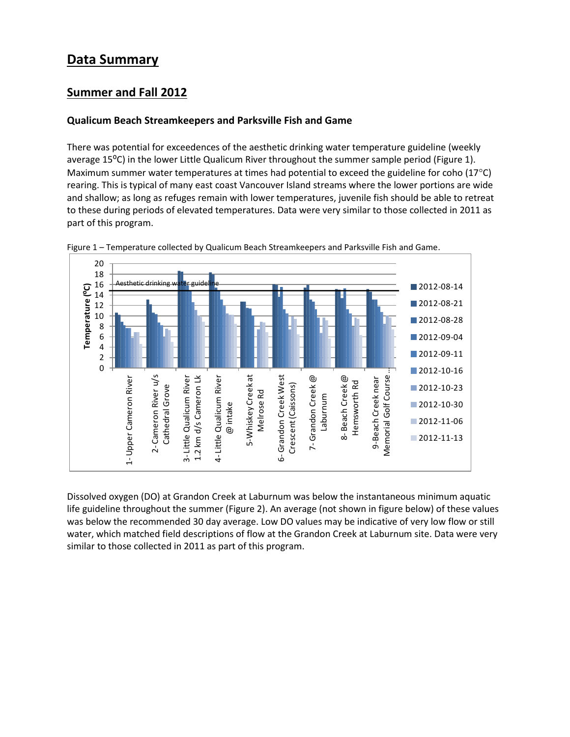# Data Summary

## Summer and Fall 2012

### Qualicum Beach Streamkeepers and Parksville Fish and Game

There was potential for exceedences of the aesthetic drinking water temperature guideline (weekly average 15ºC) in the lower Little Qualicum River throughout the summer sample period (Figure 1). Maximum summer water temperatures at times had potential to exceed the guideline for coho (17°C) rearing. This is typical of many east coast Vancouver Island streams where the lower portions are wide and shallow; as long as refuges remain with lower temperatures, juvenile fish should be able to retreat to these during periods of elevated temperatures. Data were very similar to those collected in 2011 as part of this program.

Figure 1 – Temperature collected by Qualicum Beach Streamkeepers and Parksville Fish and Game.

Dissolved oxygen (DO) at Grandon Creek at Laburnum was below the instantaneous minimum aquatic life guideline throughout the summer (Figure 2). An average (not shown in figure below) of these values was below the recommended 30 day average. Low DO values may be indicative of very low flow or still water, which matched field descriptions of flow at the Grandon Creek at Laburnum site. Data were very similar to those collected in 2011 as part of this program.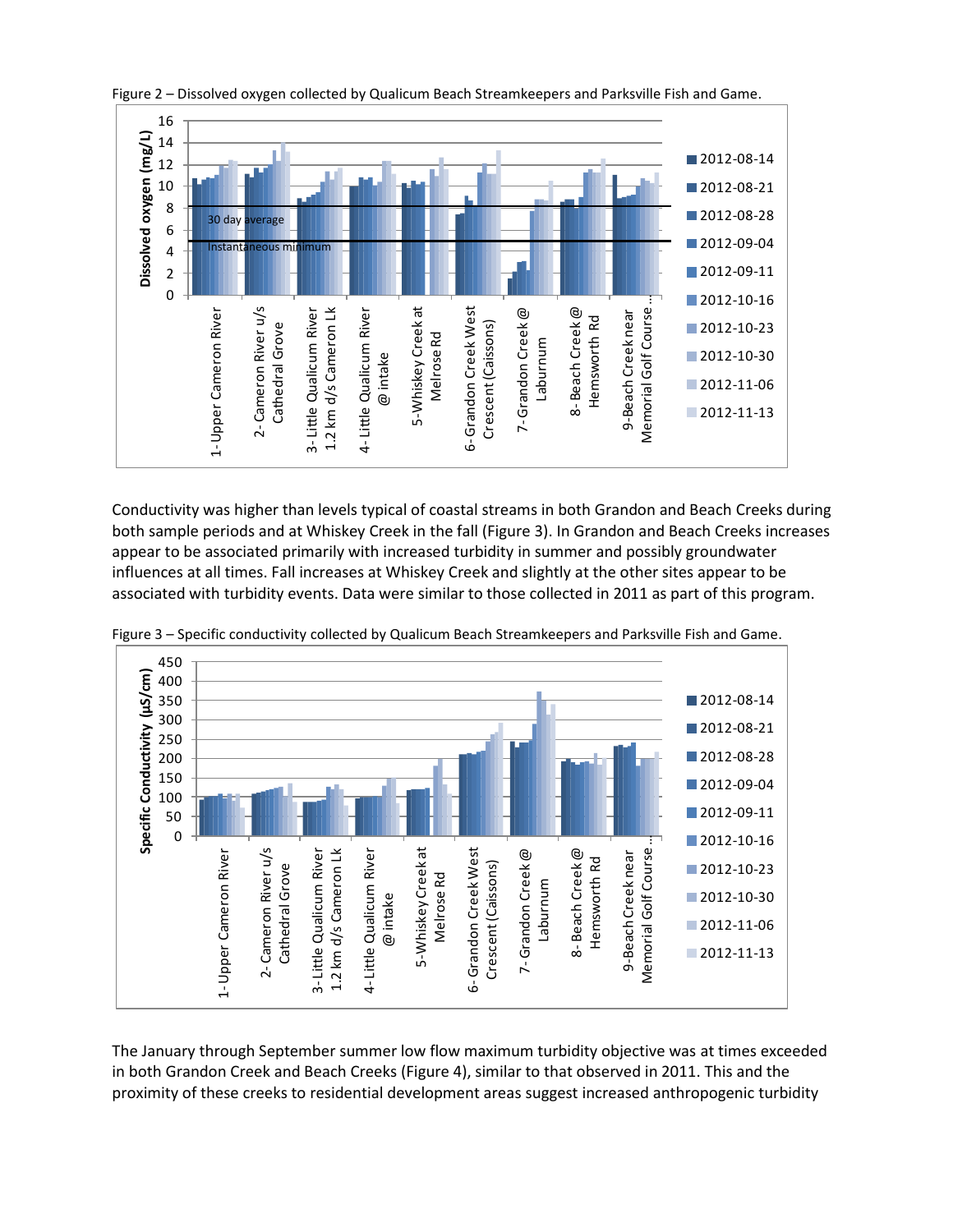Figure 2 – Dissolved oxygen collected by Qualicum Beach Streamkeepers and Parksville Fish and Game.

Conductivity was higher than levels typical of coastal streams in both Grandon and Beach Creeks during both sample periods and at Whiskey Creek in the fall (Figure 3). In Grandon and Beach Creeks increases appear to be associated primarily with increased turbidity in summer and possibly groundwater influences at all times. Fall increases at Whiskey Creek and slightly at the other sites appear to be associated with turbidity events. Data were similar to those collected in 2011 as part of this program.

Figure 3 – Specific conductivity collected by Qualicum Beach Streamkeepers and Parksville Fish and Game.

The January through September summer low flow maximum turbidity objective was at times exceeded in both Grandon Creek and Beach Creeks (Figure 4), similar to that observed in 2011. This and the proximity of these creeks to residential development areas suggest increased anthropogenic turbidity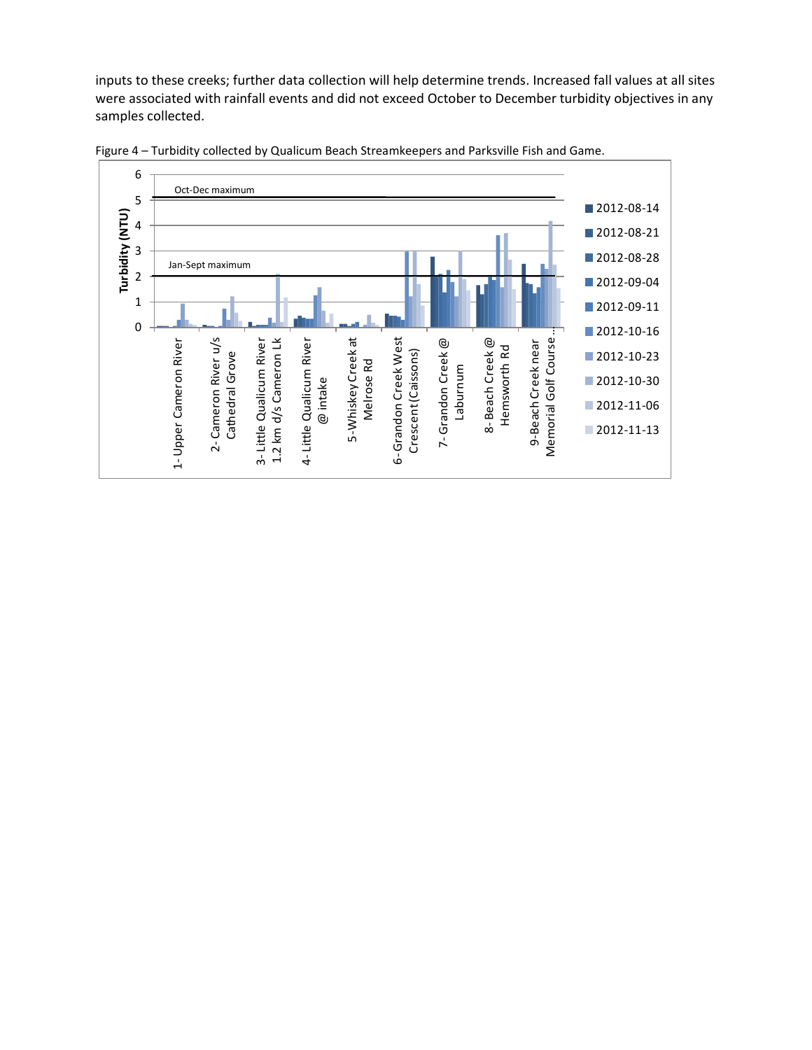inputs to these creeks; further data collection will help determine trends. Increased fall values at all sites were associated with rainfall events and did not exceed October to December turbidity objectives in any samples collected.

Figure 4 – Turbidity collected by Qualicum Beach Streamkeepers and Parksville Fish and Game.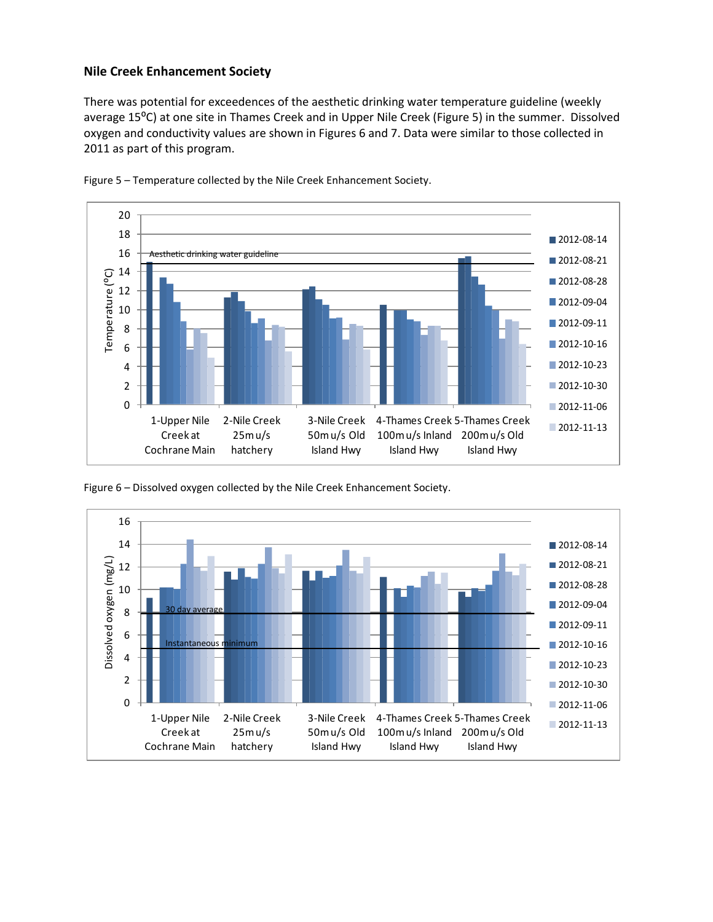## Nile Creek Enhancement Society

There was potential for exceedences of the aesthetic drinking water temperature guideline (weekly average 15°C) at one site in Thames Creek and in Upper Nile Creek (Figure 5) in the summer. Dissolved oxygen and conductivity values are shown in Figures 6 and 7. Data were similar to those collected in 2011 as part of this program.

Figure 5 – Temperature collected by the Nile Creek Enhancement Society.

Figure 6 – Dissolved oxygen collected by the Nile Creek Enhancement Society.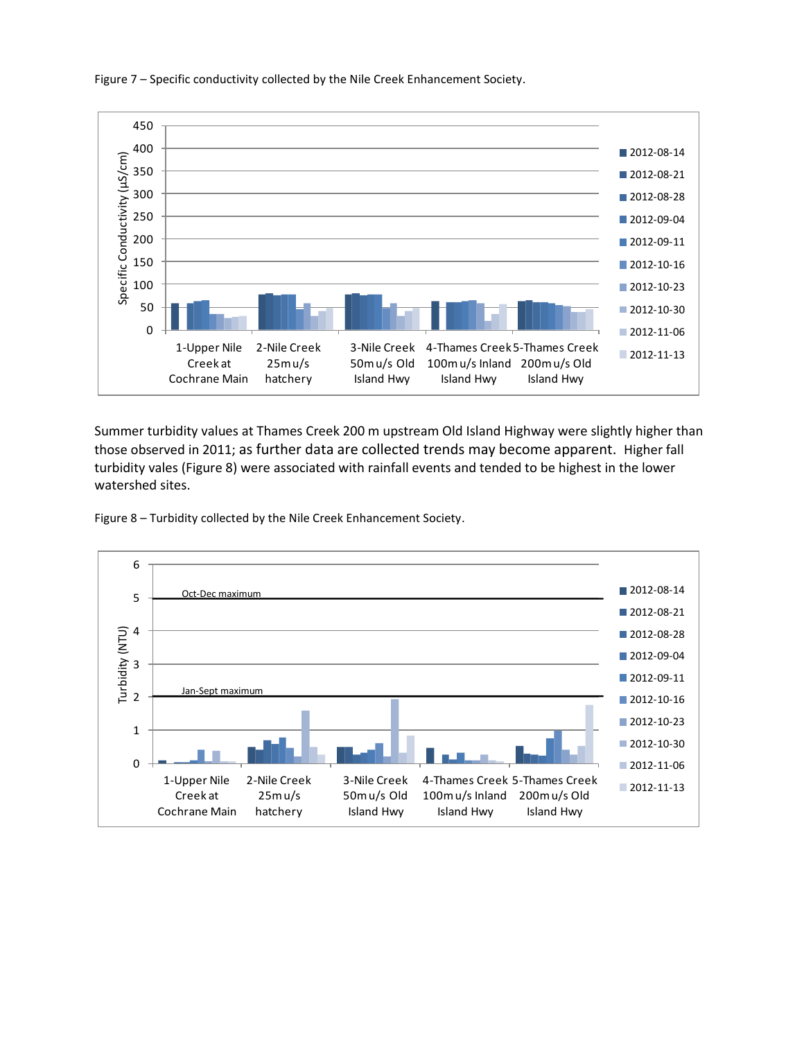Figure 7 – Specific conductivity collected by the Nile Creek Enhancement Society.

Summer turbidity values at Thames Creek 200 m upstream Old Island Highway were slightly higher than those observed in 2011; as further data are collected trends may become apparent. Higher fall turbidity vales (Figure 8) were associated with rainfall events and tended to be highest in the lower watershed sites.

Figure 8 – Turbidity collected by the Nile Creek Enhancement Society.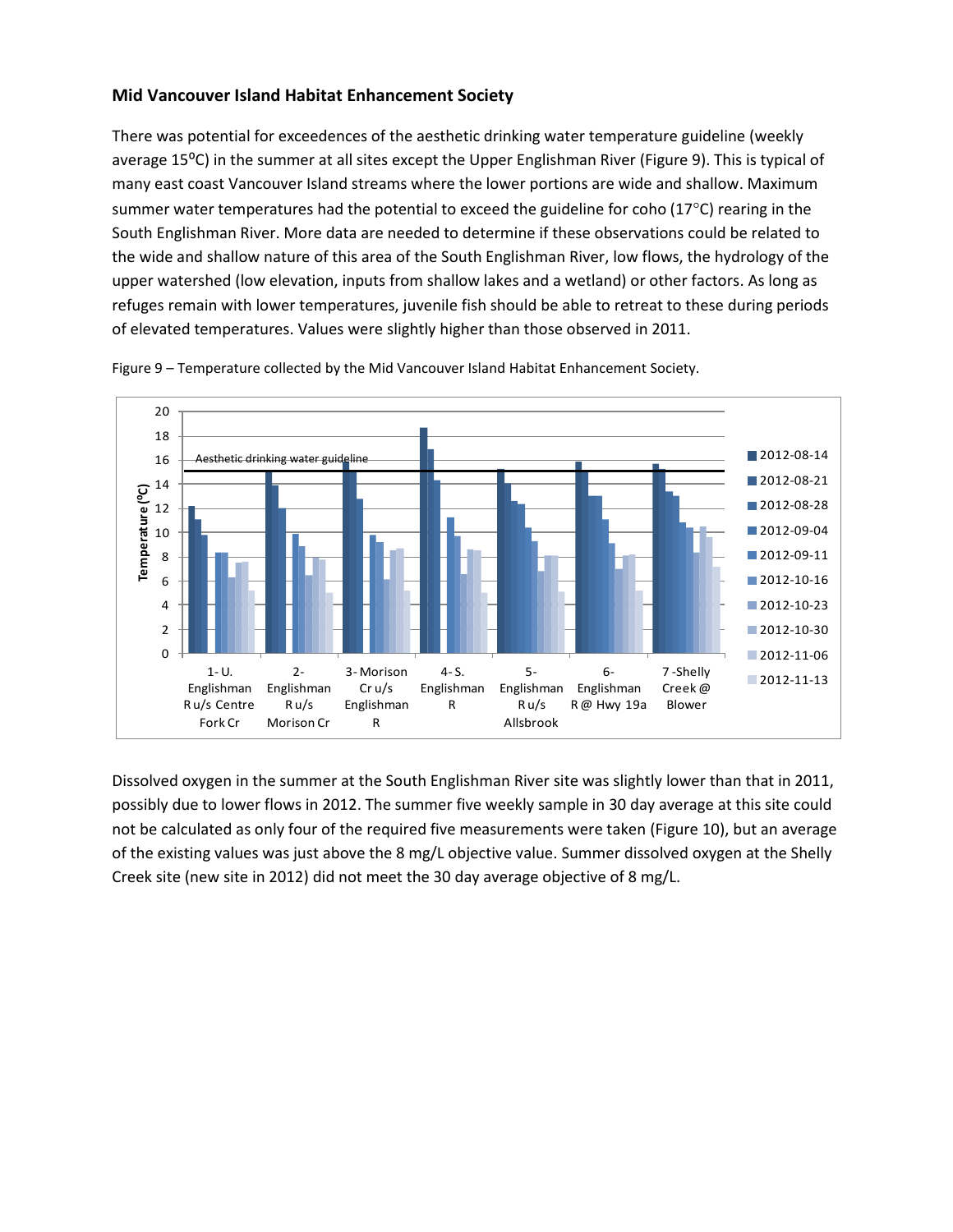## Mid Vancouver Island Habitat Enhancement Society

There was potential for exceedences of the aesthetic drinking water temperature guideline (weekly average 15ºC) in the summer at all sites except the Upper Englishman River (Figure 9). This is typical of many east coast Vancouver Island streams where the lower portions are wide and shallow. Maximum summer water temperatures had the potential to exceed the guideline for coho (17°C) rearing in the South Englishman River. More data are needed to determine if these observations could be related to the wide and shallow nature of this area of the South Englishman River, low flows, the hydrology of the upper watershed (low elevation, inputs from shallow lakes and a wetland) or other factors. As long as refuges remain with lower temperatures, juvenile fish should be able to retreat to these during periods of elevated temperatures. Values were slightly higher than those observed in 2011.

Figure 9 – Temperature collected by the Mid Vancouver Island Habitat Enhancement Society.

Dissolved oxygen in the summer at the South Englishman River site was slightly lower than that in 2011, possibly due to lower flows in 2012. The summer five weekly sample in 30 day average at this site could not be calculated as only four of the required five measurements were taken (Figure 10), but an average of the existing values was just above the 8 mg/L objective value. Summer dissolved oxygen at the Shelly Creek site (new site in 2012) did not meet the 30 day average objective of 8 mg/L.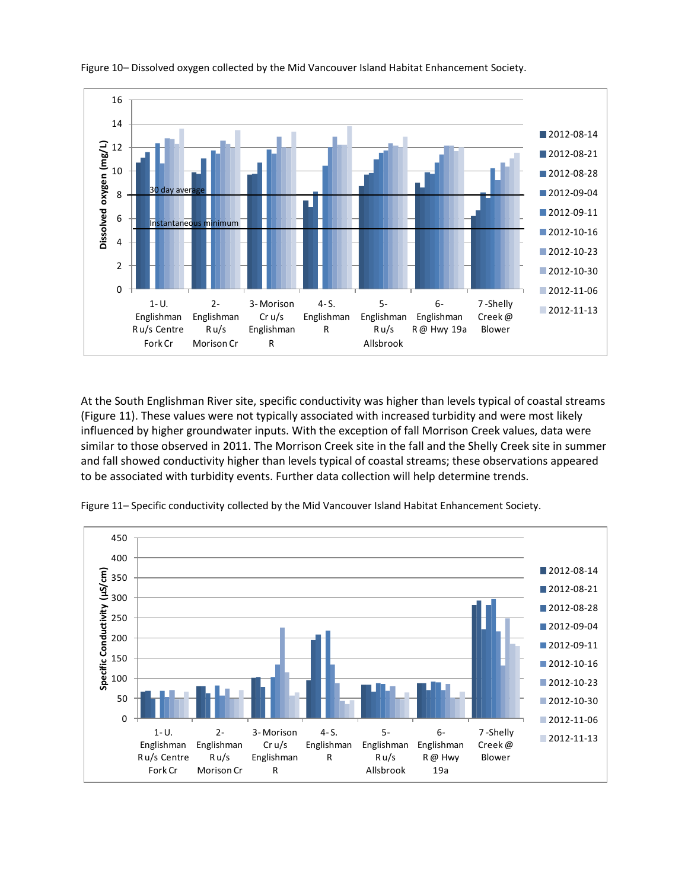Figure 10– Dissolved oxygen collected by the Mid Vancouver Island Habitat Enhancement Society.

At the South Englishman River site, specific conductivity was higher than levels typical of coastal streams (Figure 11). These values were not typically associated with increased turbidity and were most likely influenced by higher groundwater inputs. With the exception of fall Morrison Creek values, data were similar to those observed in 2011. The Morrison Creek site in the fall and the Shelly Creek site in summer and fall showed conductivity higher than levels typical of coastal streams; these observations appeared to be associated with turbidity events. Further data collection will help determine trends.

Figure 11– Specific conductivity collected by the Mid Vancouver Island Habitat Enhancement Society.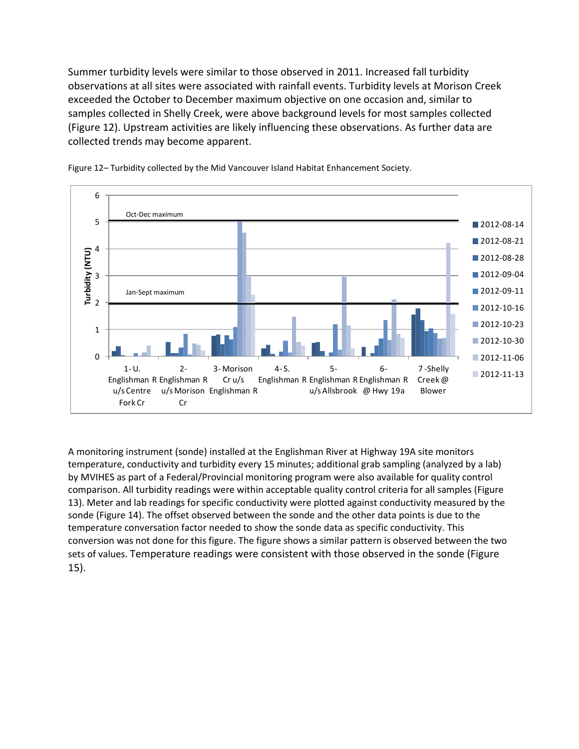Summer turbidity levels were similar to those observed in 2011. Increased fall turbidity observations at all sites were associated with rainfall events. Turbidity levels at Morison Creek exceeded the October to December maximum objective on one occasion and, similar to samples collected in Shelly Creek, were above background levels for most samples collected (Figure 12). Upstream activities are likely influencing these observations. As further data are collected trends may become apparent.

Figure 12– Turbidity collected by the Mid Vancouver Island Habitat Enhancement Society.

A monitoring instrument (sonde) installed at the Englishman River at Highway 19A site monitors temperature, conductivity and turbidity every 15 minutes; additional grab sampling (analyzed by a lab) by MVIHES as part of a Federal/Provincial monitoring program were also available for quality control comparison. All turbidity readings were within acceptable quality control criteria for all samples (Figure 13). Meter and lab readings for specific conductivity were plotted against conductivity measured by the sonde (Figure 14). The offset observed between the sonde and the other data points is due to the temperature conversation factor needed to show the sonde data as specific conductivity. This conversion was not done for this figure. The figure shows a similar pattern is observed between the two sets of values. Temperature readings were consistent with those observed in the sonde (Figure 15).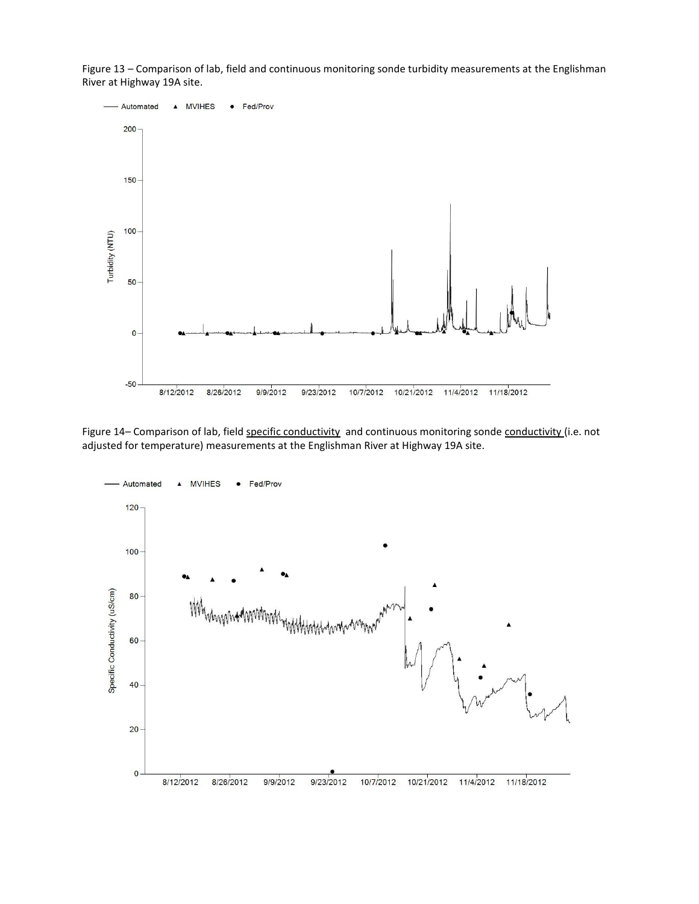Figure 13 – Comparison of lab, field and continuous monitoring sonde turbidity measurements at the Englishman River at Highway 19A site.

Figure 14– Comparison of lab, field specific conductivity and continuous monitoring sonde conductivity (i.e. not adjusted for temperature) measurements at the Englishman River at Highway 19A site.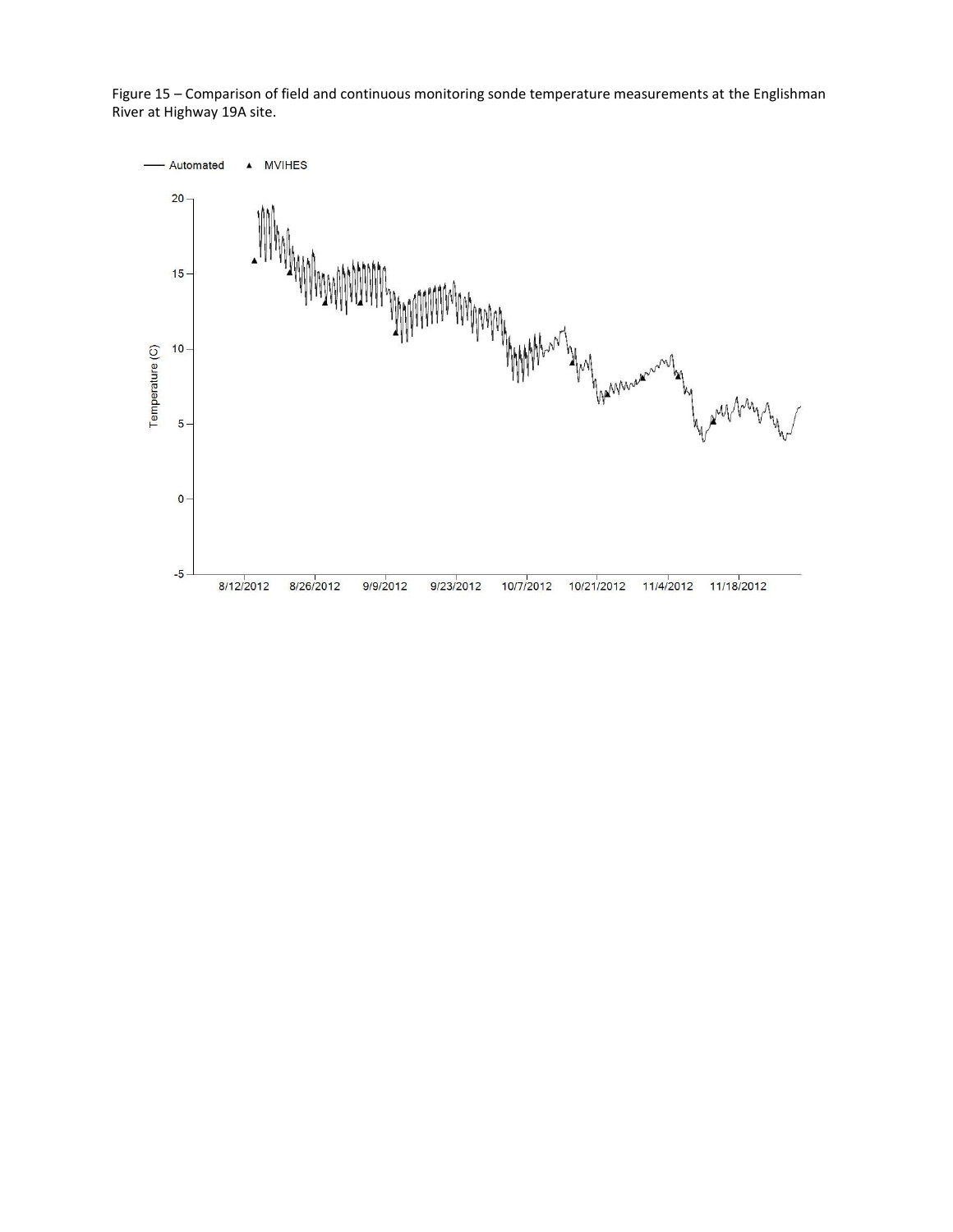Figure 15 – Comparison of field and continuous monitoring sonde temperature measurements at the Englishman River at Highway 19A site.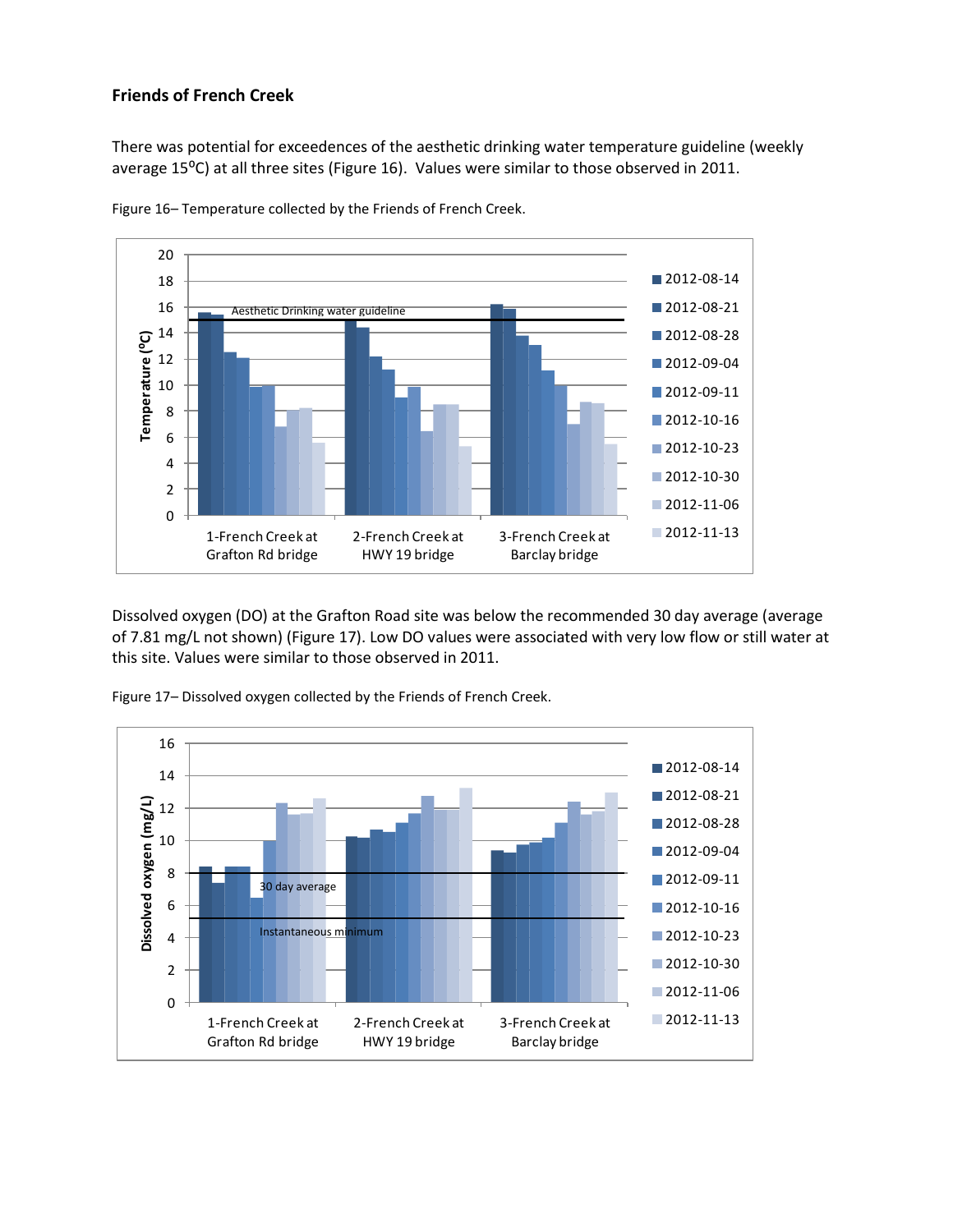## Friends of French Creek

There was potential for exceedences of the aesthetic drinking water temperature guideline (weekly average 15$^{o}$C) at all three sites (Figure 16). Values were similar to those observed in 2011.

Figure 16– Temperature collected by the Friends of French Creek.

Dissolved oxygen (DO) at the Grafton Road site was below the recommended 30 day average (average of 7.81 mg/L not shown) (Figure 17). Low DO values were associated with very low flow or still water at this site. Values were similar to those observed in 2011.

Figure 17– Dissolved oxygen collected by the Friends of French Creek.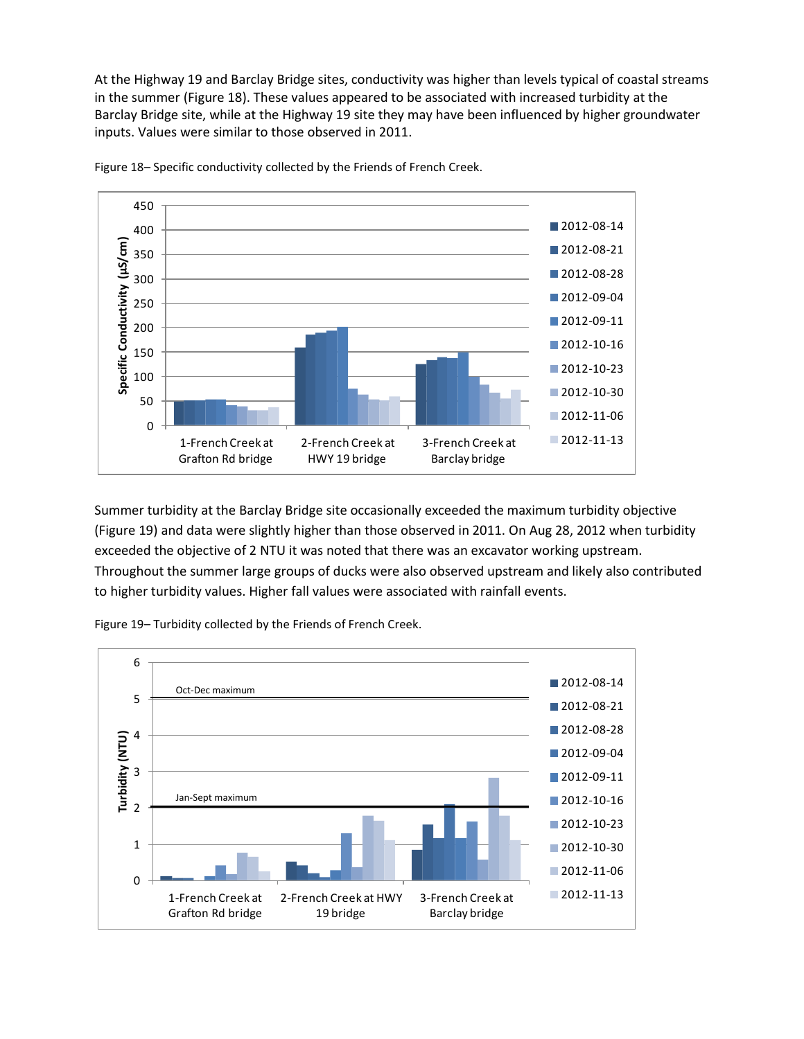At the Highway 19 and Barclay Bridge sites, conductivity was higher than levels typical of coastal streams in the summer (Figure 18). These values appeared to be associated with increased turbidity at the Barclay Bridge site, while at the Highway 19 site they may have been influenced by higher groundwater inputs. Values were similar to those observed in 2011.

Figure 18– Specific conductivity collected by the Friends of French Creek.

Summer turbidity at the Barclay Bridge site occasionally exceeded the maximum turbidity objective (Figure 19) and data were slightly higher than those observed in 2011. On Aug 28, 2012 when turbidity exceeded the objective of 2 NTU it was noted that there was an excavator working upstream. Throughout the summer large groups of ducks were also observed upstream and likely also contributed to higher turbidity values. Higher fall values were associated with rainfall events.

Figure 19– Turbidity collected by the Friends of French Creek.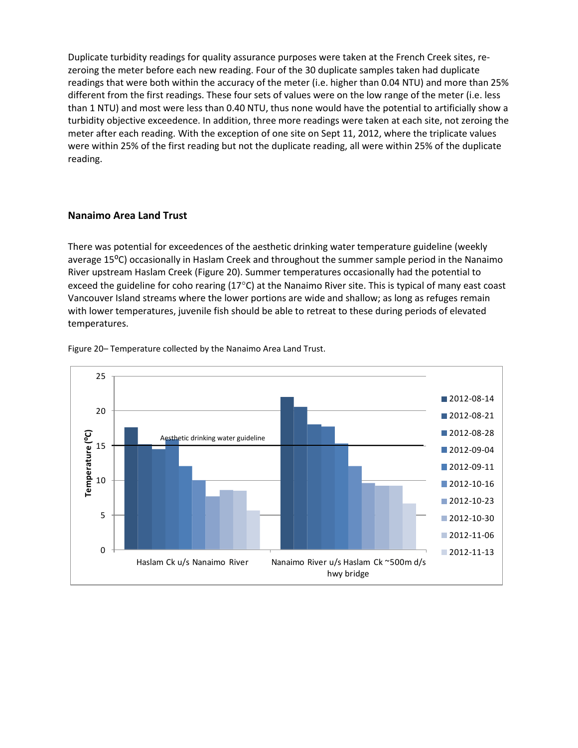Duplicate turbidity readings for quality assurance purposes were taken at the French Creek sites, re-zeroing the meter before each new reading. Four of the 30 duplicate samples taken had duplicate readings that were both within the accuracy of the meter (i.e. higher than 0.04 NTU) and more than 25% different from the first readings. These four sets of values were on the low range of the meter (i.e. less than 1 NTU) and most were less than 0.40 NTU, thus none would have the potential to artificially show a turbidity objective exceedence. In addition, three more readings were taken at each site, not zeroing the meter after each reading. With the exception of one site on Sept 11, 2012, where the triplicate values were within 25% of the first reading but not the duplicate reading, all were within 25% of the duplicate reading.

### Nanaimo Area Land Trust

There was potential for exceedences of the aesthetic drinking water temperature guideline (weekly average 15ºC) occasionally in Haslam Creek and throughout the summer sample period in the Nanaimo River upstream Haslam Creek (Figure 20). Summer temperatures occasionally had the potential to exceed the guideline for coho rearing (17°C) at the Nanaimo River site. This is typical of many east coast Vancouver Island streams where the lower portions are wide and shallow; as long as refuges remain with lower temperatures, juvenile fish should be able to retreat to these during periods of elevated temperatures.

Figure 20– Temperature collected by the Nanaimo Area Land Trust.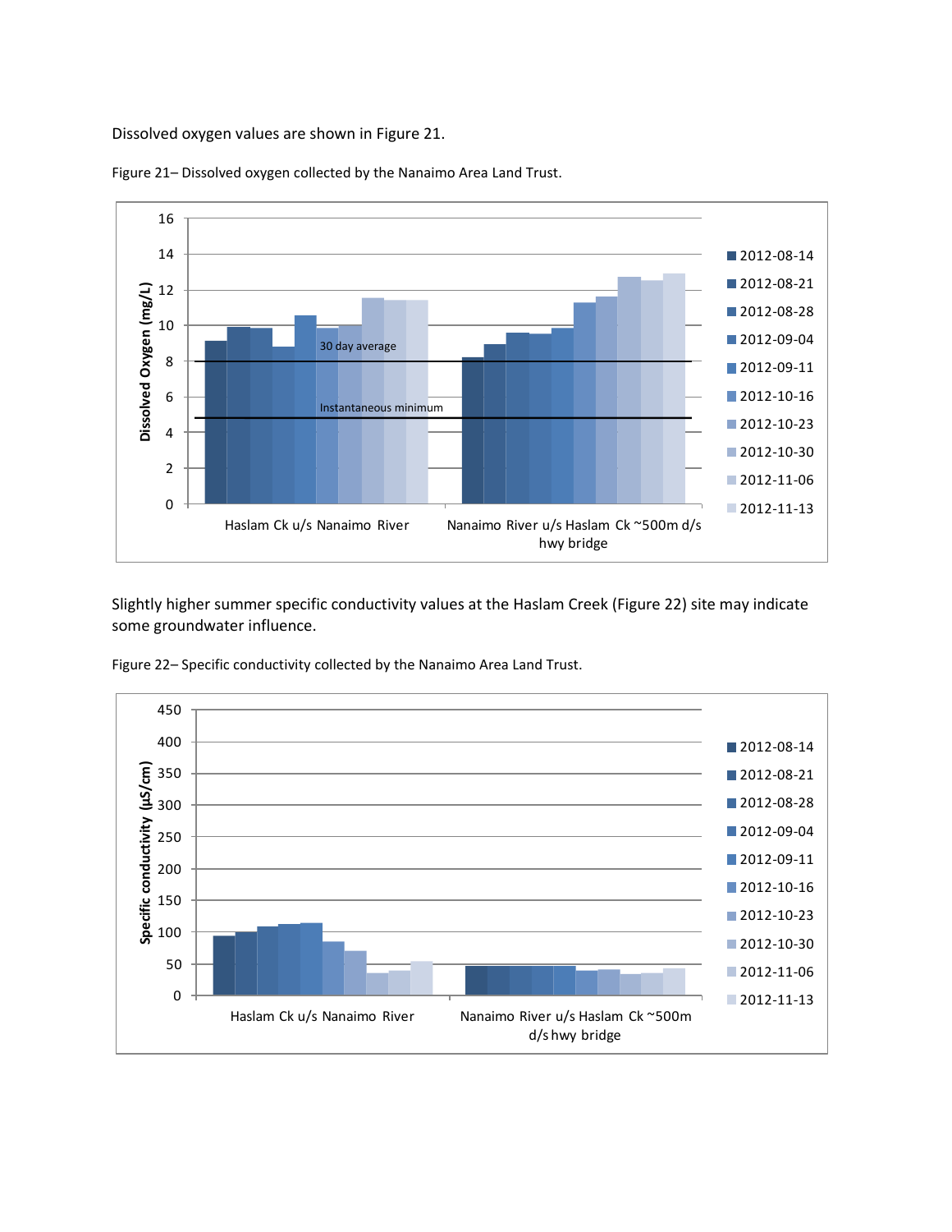Dissolved oxygen values are shown in Figure 21.

Figure 21– Dissolved oxygen collected by the Nanaimo Area Land Trust.

Slightly higher summer specific conductivity values at the Haslam Creek (Figure 22) site may indicate some groundwater influence.

Figure 22– Specific conductivity collected by the Nanaimo Area Land Trust.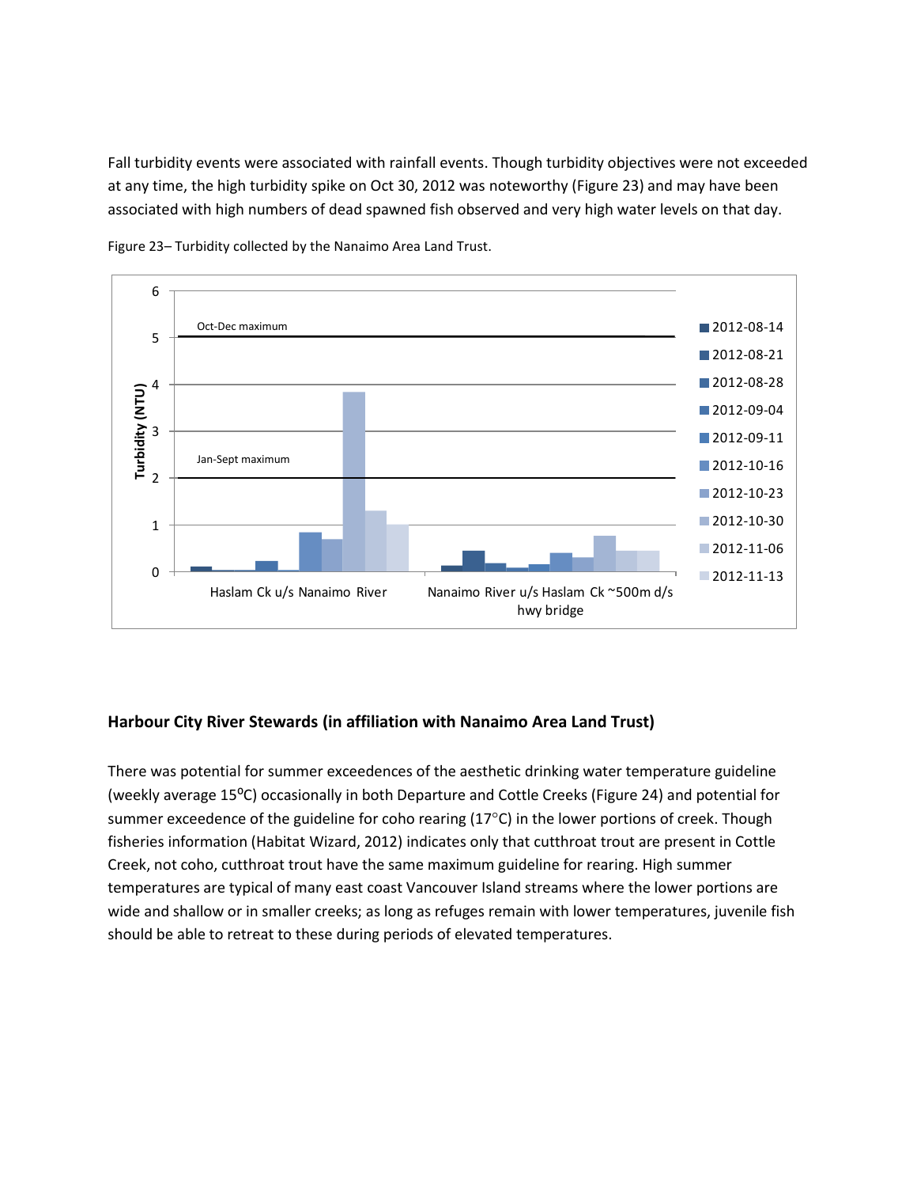Fall turbidity events were associated with rainfall events. Though turbidity objectives were not exceeded at any time, the high turbidity spike on Oct 30, 2012 was noteworthy (Figure 23) and may have been associated with high numbers of dead spawned fish observed and very high water levels on that day.

Figure 23– Turbidity collected by the Nanaimo Area Land Trust.

## Harbour City River Stewards (in affiliation with Nanaimo Area Land Trust)

There was potential for summer exceedences of the aesthetic drinking water temperature guideline (weekly average 15°C) occasionally in both Departure and Cottle Creeks (Figure 24) and potential for summer exceedence of the guideline for coho rearing (17°C) in the lower portions of creek. Though fisheries information (Habitat Wizard, 2012) indicates only that cutthroat trout are present in Cottle Creek, not coho, cutthroat trout have the same maximum guideline for rearing. High summer temperatures are typical of many east coast Vancouver Island streams where the lower portions are wide and shallow or in smaller creeks; as long as refuges remain with lower temperatures, juvenile fish should be able to retreat to these during periods of elevated temperatures.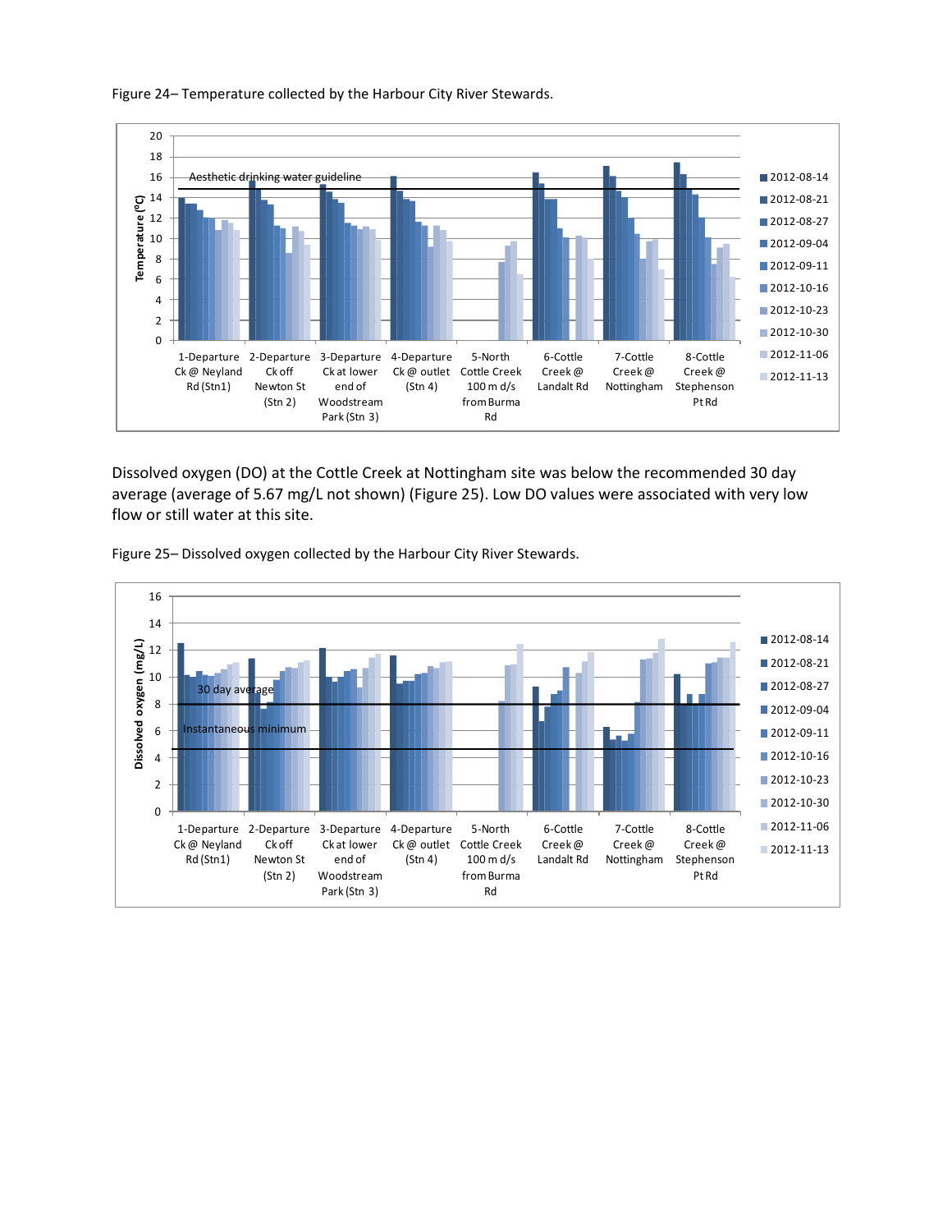Figure 24– Temperature collected by the Harbour City River Stewards.

Dissolved oxygen (DO) at the Cottle Creek at Nottingham site was below the recommended 30 day average (average of 5.67 mg/L not shown) (Figure 25). Low DO values were associated with very low flow or still water at this site.

Figure 25– Dissolved oxygen collected by the Harbour City River Stewards.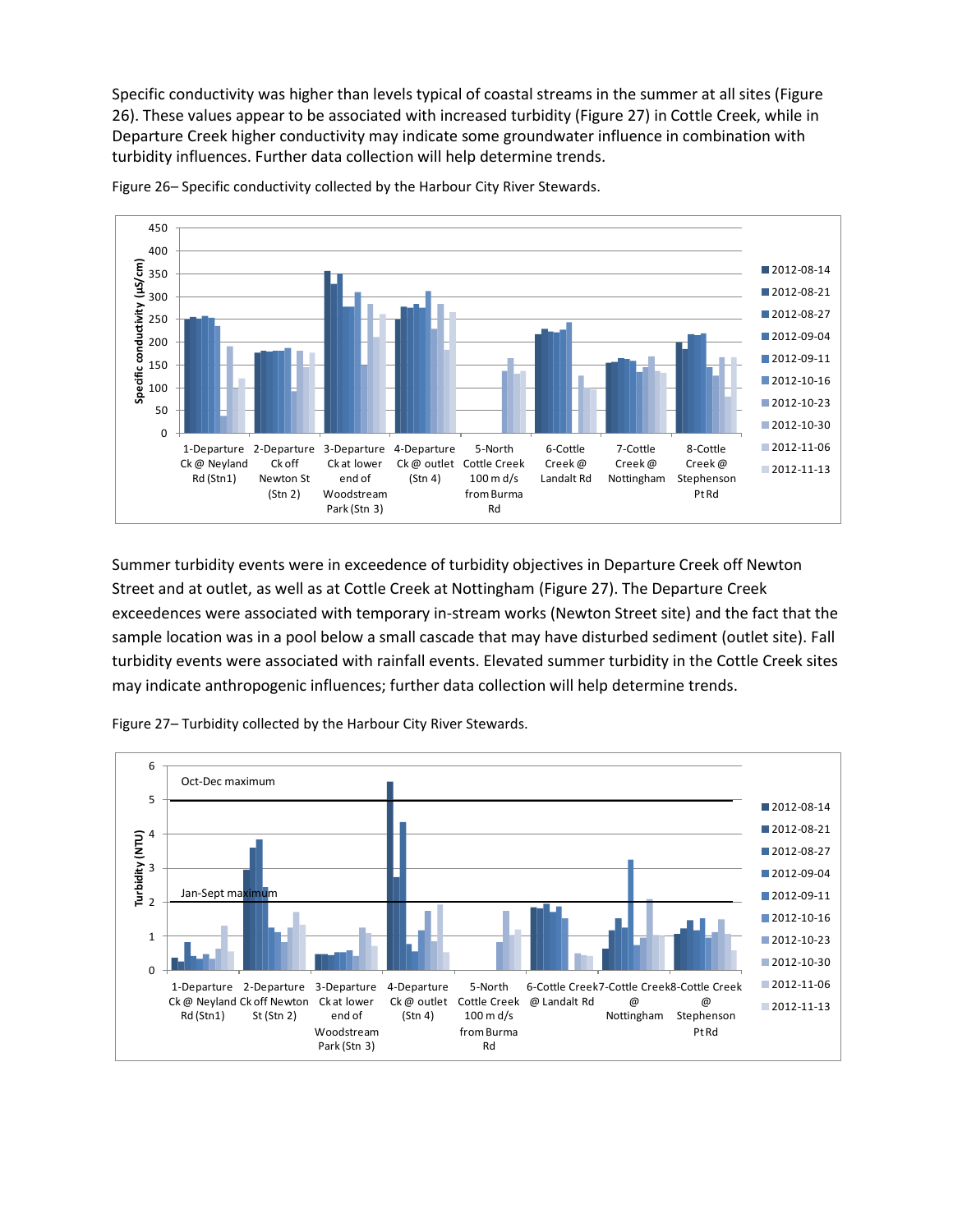Specific conductivity was higher than levels typical of coastal streams in the summer at all sites (Figure 26). These values appear to be associated with increased turbidity (Figure 27) in Cottle Creek, while in Departure Creek higher conductivity may indicate some groundwater influence in combination with turbidity influences. Further data collection will help determine trends.

Figure 26– Specific conductivity collected by the Harbour City River Stewards.

Summer turbidity events were in exceedence of turbidity objectives in Departure Creek off Newton Street and at outlet, as well as at Cottle Creek at Nottingham (Figure 27). The Departure Creek exceedences were associated with temporary in-stream works (Newton Street site) and the fact that the sample location was in a pool below a small cascade that may have disturbed sediment (outlet site). Fall turbidity events were associated with rainfall events. Elevated summer turbidity in the Cottle Creek sites may indicate anthropogenic influences; further data collection will help determine trends.

Figure 27– Turbidity collected by the Harbour City River Stewards.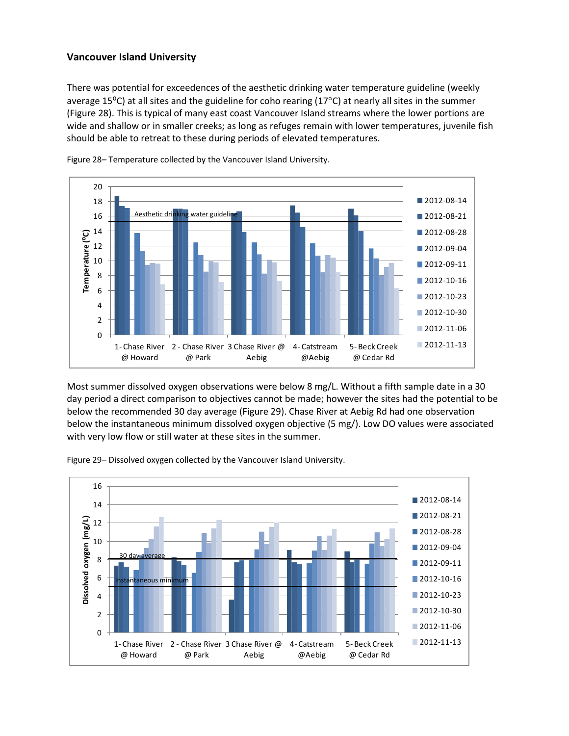## Vancouver Island University

There was potential for exceedences of the aesthetic drinking water temperature guideline (weekly average 15⁰C) at all sites and the guideline for coho rearing (17°C) at nearly all sites in the summer (Figure 28). This is typical of many east coast Vancouver Island streams where the lower portions are wide and shallow or in smaller creeks; as long as refuges remain with lower temperatures, juvenile fish should be able to retreat to these during periods of elevated temperatures.

Figure 28– Temperature collected by the Vancouver Island University.

Most summer dissolved oxygen observations were below 8 mg/L. Without a fifth sample date in a 30 day period a direct comparison to objectives cannot be made; however the sites had the potential to be below the recommended 30 day average (Figure 29). Chase River at Aebig Rd had one observation below the instantaneous minimum dissolved oxygen objective (5 mg/). Low DO values were associated with very low flow or still water at these sites in the summer.

Figure 29– Dissolved oxygen collected by the Vancouver Island University.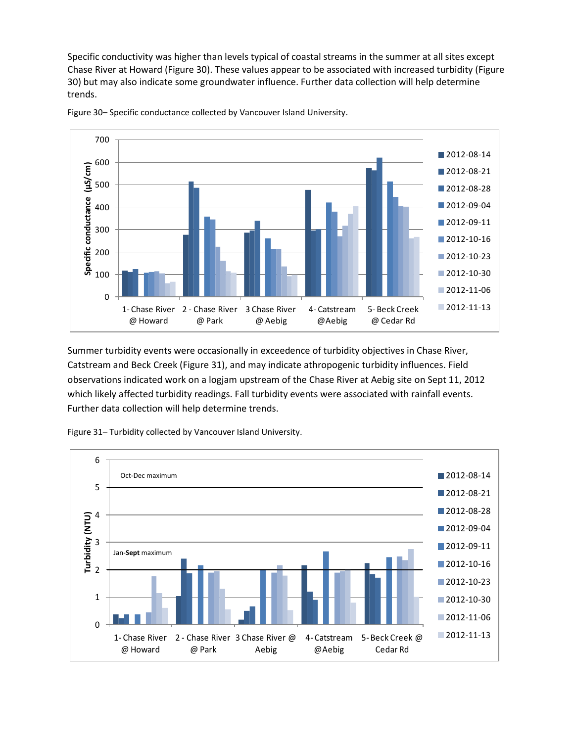Specific conductivity was higher than levels typical of coastal streams in the summer at all sites except Chase River at Howard (Figure 30). These values appear to be associated with increased turbidity (Figure 30) but may also indicate some groundwater influence. Further data collection will help determine trends.

Figure 30– Specific conductance collected by Vancouver Island University.

Summer turbidity events were occasionally in exceedence of turbidity objectives in Chase River, Catstream and Beck Creek (Figure 31), and may indicate athropogenic turbidity influences. Field observations indicated work on a logjam upstream of the Chase River at Aebig site on Sept 11, 2012 which likely affected turbidity readings. Fall turbidity events were associated with rainfall events. Further data collection will help determine trends.

Figure 31– Turbidity collected by Vancouver Island University.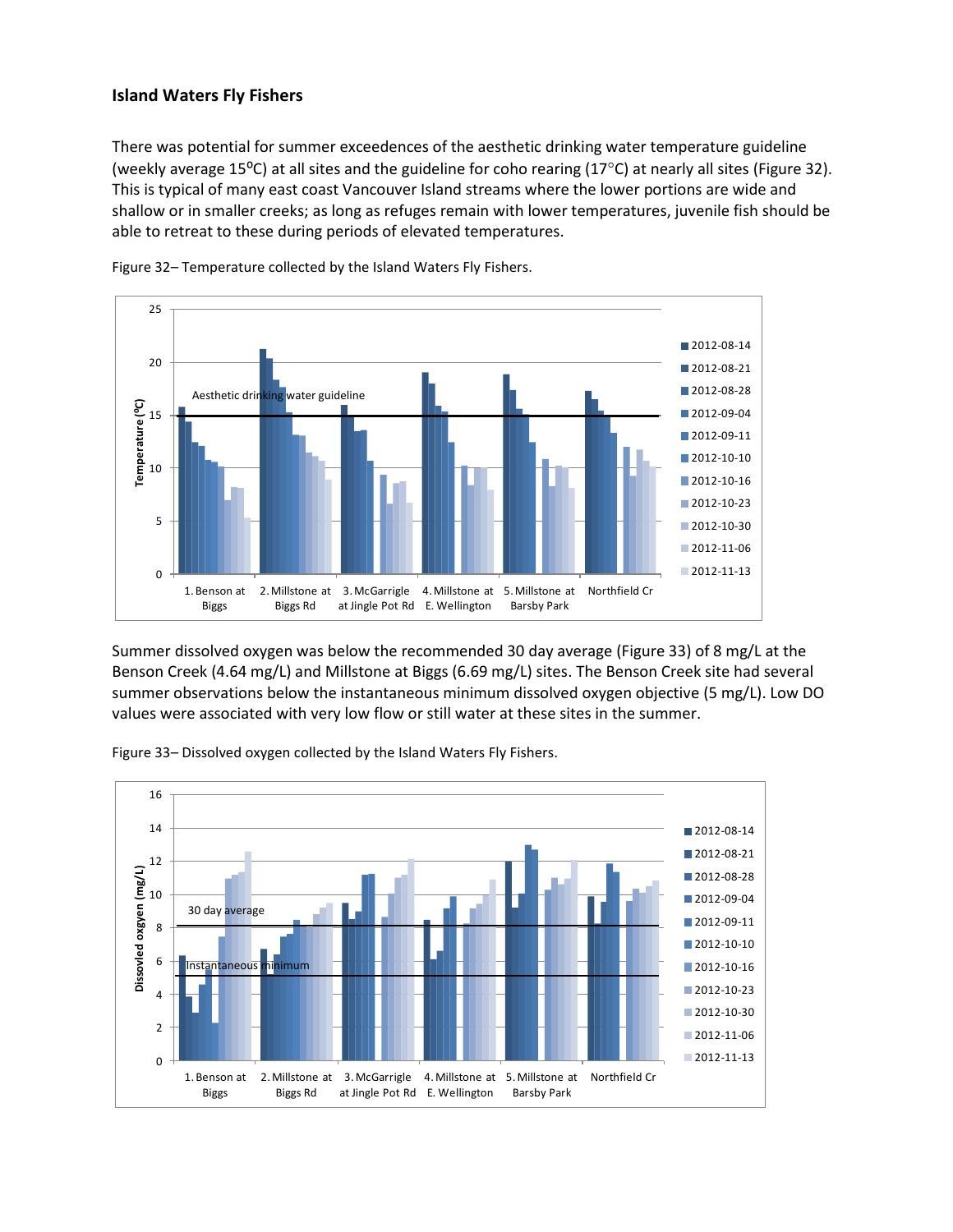## Island Waters Fly Fishers

There was potential for summer exceedences of the aesthetic drinking water temperature guideline (weekly average 15⁰C) at all sites and the guideline for coho rearing (17°C) at nearly all sites (Figure 32). This is typical of many east coast Vancouver Island streams where the lower portions are wide and shallow or in smaller creeks; as long as refuges remain with lower temperatures, juvenile fish should be able to retreat to these during periods of elevated temperatures.

Figure 32– Temperature collected by the Island Waters Fly Fishers.

Summer dissolved oxygen was below the recommended 30 day average (Figure 33) of 8 mg/L at the Benson Creek (4.64 mg/L) and Millstone at Biggs (6.69 mg/L) sites. The Benson Creek site had several summer observations below the instantaneous minimum dissolved oxygen objective (5 mg/L). Low DO values were associated with very low flow or still water at these sites in the summer.

Figure 33– Dissolved oxygen collected by the Island Waters Fly Fishers.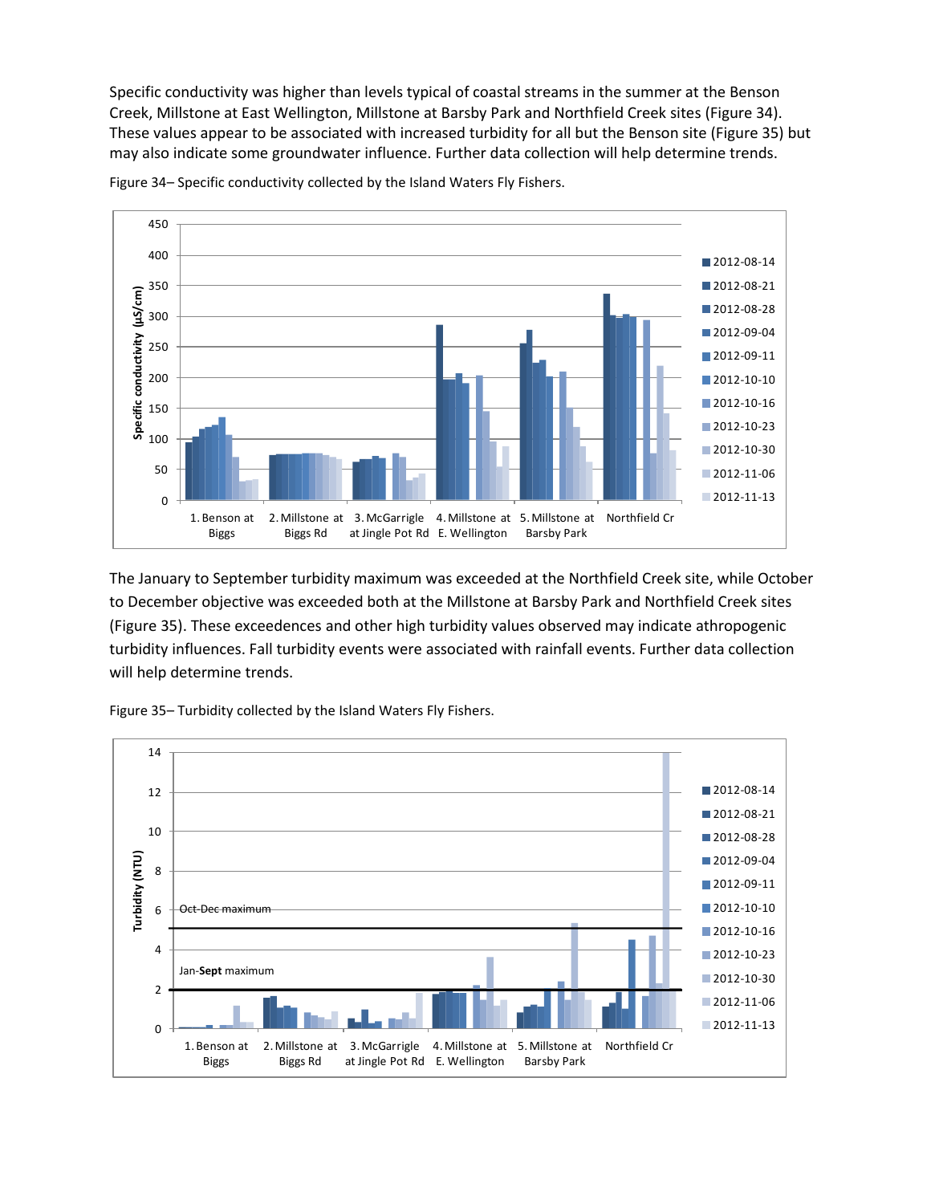Specific conductivity was higher than levels typical of coastal streams in the summer at the Benson Creek, Millstone at East Wellington, Millstone at Barsby Park and Northfield Creek sites (Figure 34). These values appear to be associated with increased turbidity for all but the Benson site (Figure 35) but may also indicate some groundwater influence. Further data collection will help determine trends.

Figure 34– Specific conductivity collected by the Island Waters Fly Fishers.

The January to September turbidity maximum was exceeded at the Northfield Creek site, while October to December objective was exceeded both at the Millstone at Barsby Park and Northfield Creek sites (Figure 35). These exceedences and other high turbidity values observed may indicate athropogenic turbidity influences. Fall turbidity events were associated with rainfall events. Further data collection will help determine trends.

Figure 35– Turbidity collected by the Island Waters Fly Fishers.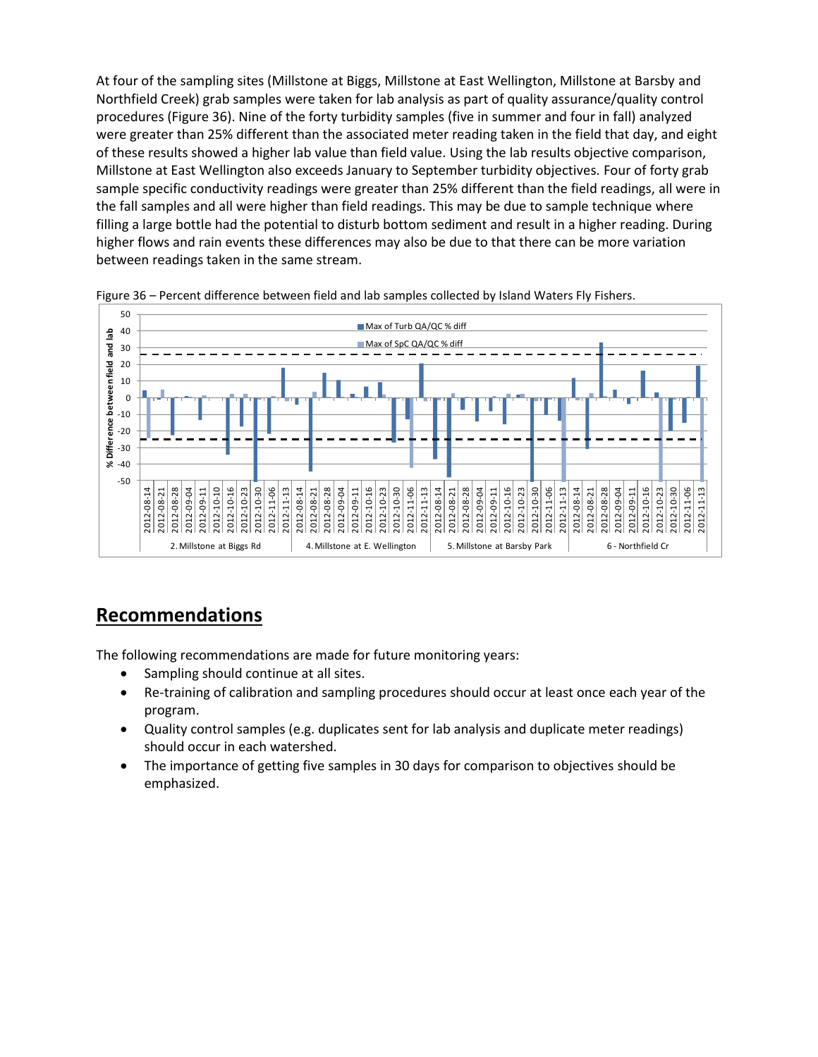At four of the sampling sites (Millstone at Biggs, Millstone at East Wellington, Millstone at Barsby and Northfield Creek) grab samples were taken for lab analysis as part of quality assurance/quality control procedures (Figure 36). Nine of the forty turbidity samples (five in summer and four in fall) analyzed were greater than 25% different than the associated meter reading taken in the field that day, and eight of these results showed a higher lab value than field value. Using the lab results objective comparison, Millstone at East Wellington also exceeds January to September turbidity objectives. Four of forty grab sample specific conductivity readings were greater than 25% different than the field readings, all were in the fall samples and all were higher than field readings. This may be due to sample technique where filling a large bottle had the potential to disturb bottom sediment and result in a higher reading. During higher flows and rain events these differences may also be due to that there can be more variation between readings taken in the same stream.

Figure 36 – Percent difference between field and lab samples collected by Island Waters Fly Fishers.

## Recommendations

The following recommendations are made for future monitoring years:

- Sampling should continue at all sites.
- Re-training of calibration and sampling procedures should occur at least once each year of the program.
- Quality control samples (e.g. duplicates sent for lab analysis and duplicate meter readings) should occur in each watershed.
- The importance of getting five samples in 30 days for comparison to objectives should be emphasized.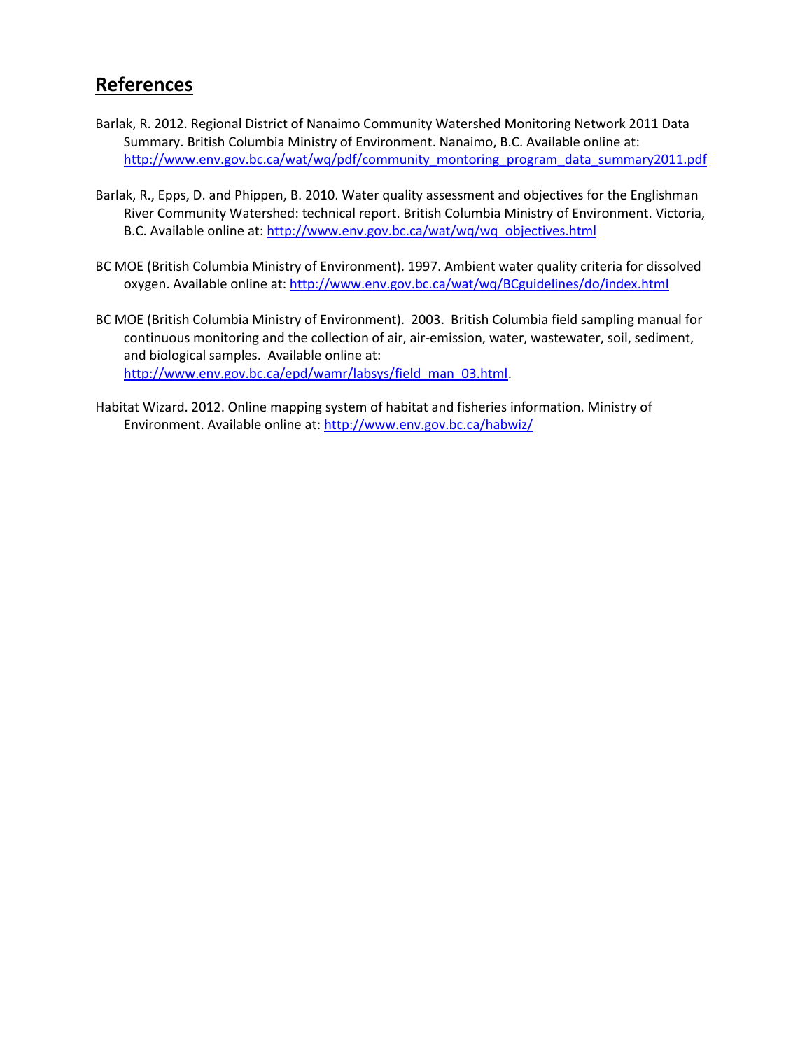## References

Barlak, R. 2012. Regional District of Nanaimo Community Watershed Monitoring Network 2011 Data Summary. British Columbia Ministry of Environment. Nanaimo, B.C. Available online at: http://www.env.gov.bc.ca/wat/wq/pdf/community_montoring_program_data_summary2011.pdf

Barlak, R., Epps, D. and Phippen, B. 2010. Water quality assessment and objectives for the Englishman River Community Watershed: technical report. British Columbia Ministry of Environment. Victoria, B.C. Available online at: http://www.env.gov.bc.ca/wat/wq/wq_objectives.html

BC MOE (British Columbia Ministry of Environment). 1997. Ambient water quality criteria for dissolved oxygen. Available online at: http://www.env.gov.bc.ca/wat/wq/BCguidelines/do/index.html

BC MOE (British Columbia Ministry of Environment). 2003. British Columbia field sampling manual for continuous monitoring and the collection of air, air-emission, water, wastewater, soil, sediment, and biological samples. Available online at: http://www.env.gov.bc.ca/epd/wamr/labsys/field_man_03.html.

Habitat Wizard. 2012. Online mapping system of habitat and fisheries information. Ministry of Environment. Available online at: http://www.env.gov.bc.ca/habwiz/